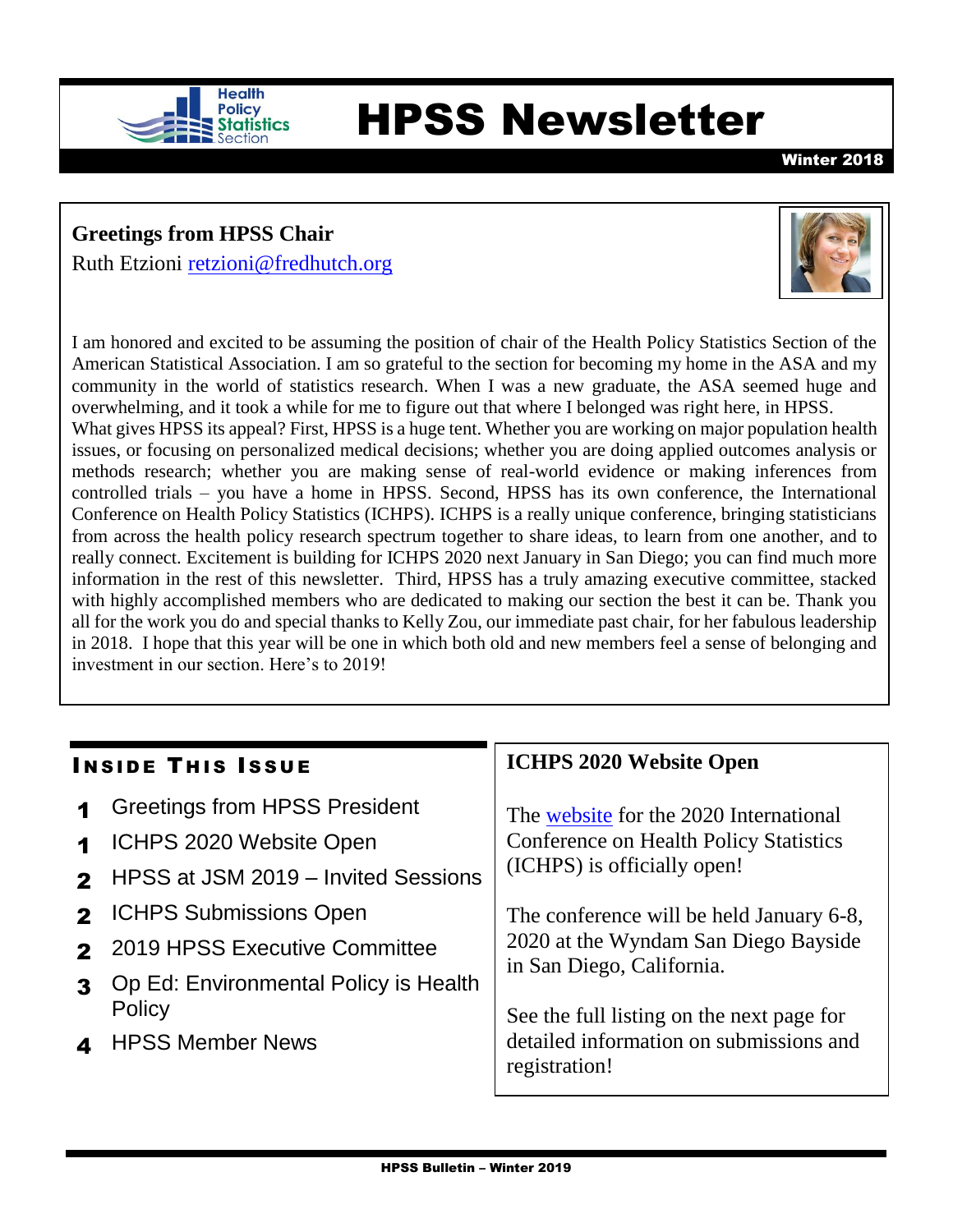# HPSS Newsletter

Winter 2018

## Greetings from HPSS Chair

Ruth Etzioni [retzioni@fredhutch.org](mailto:retzioni@fredhutch.org)

I am honored and excited to be assuming the position of chair of the Health Policy Statistics Section of the American Statistical Association. I am so grateful to the section for becoming my home in the ASA and my community in the world of statistics research. When I was a new graduate, the ASA seemed huge and overwhelming, and it took a while for me to figure out that where I belonged was right here, in HPSS. What gives HPSS its appeal? First, HPSS is a huge tent. Whether you are working on major population health issues, or focusing on personalized medical decisions; whether you are doing applied outcomes analysis or methods research; whether you are making sense of real-world evidence or making inferences from controlled trials – you have a home in HPSS. Second, HPSS has its own conference, the International Conference on Health Policy Statistics (ICHPS). ICHPS is a really unique conference, bringing statisticians from across the health policy research spectrum together to share ideas, to learn from one another, and to really connect. Excitement is building for ICHPS 2020 next January in San Diego; you can find much more information in the rest of this newsletter. Third, HPSS has a truly amazing executive committee, stacked with highly accomplished members who are dedicated to making our section the best it can be. Thank you all for the work you do and special thanks to Kelly Zou, our immediate past chair, for her fabulous leadership in 2018. I hope that this year will be one in which both old and new members feel a sense of belonging and investment in our section. Here's to 2019!

## Inside This Issue

1 Greetings from HPSS President

1 ICHPS 2020 Website Open

2 HPSS at JSM 2019 – Invited Sessions

2 ICHPS Submissions Open

2 2019 HPSS Executive Committee

3 Op Ed: Environmental Policy is Health Policy

4 HPSS Member News

## ICHPS 2020 Website Open

The website for the 2020 International Conference on Health Policy Statistics (ICHPS) is officially open!

The conference will be held January 6-8, 2020 at the Wyndam San Diego Bayside in San Diego, California.

See the full listing on the next page for detailed information on submissions and registration!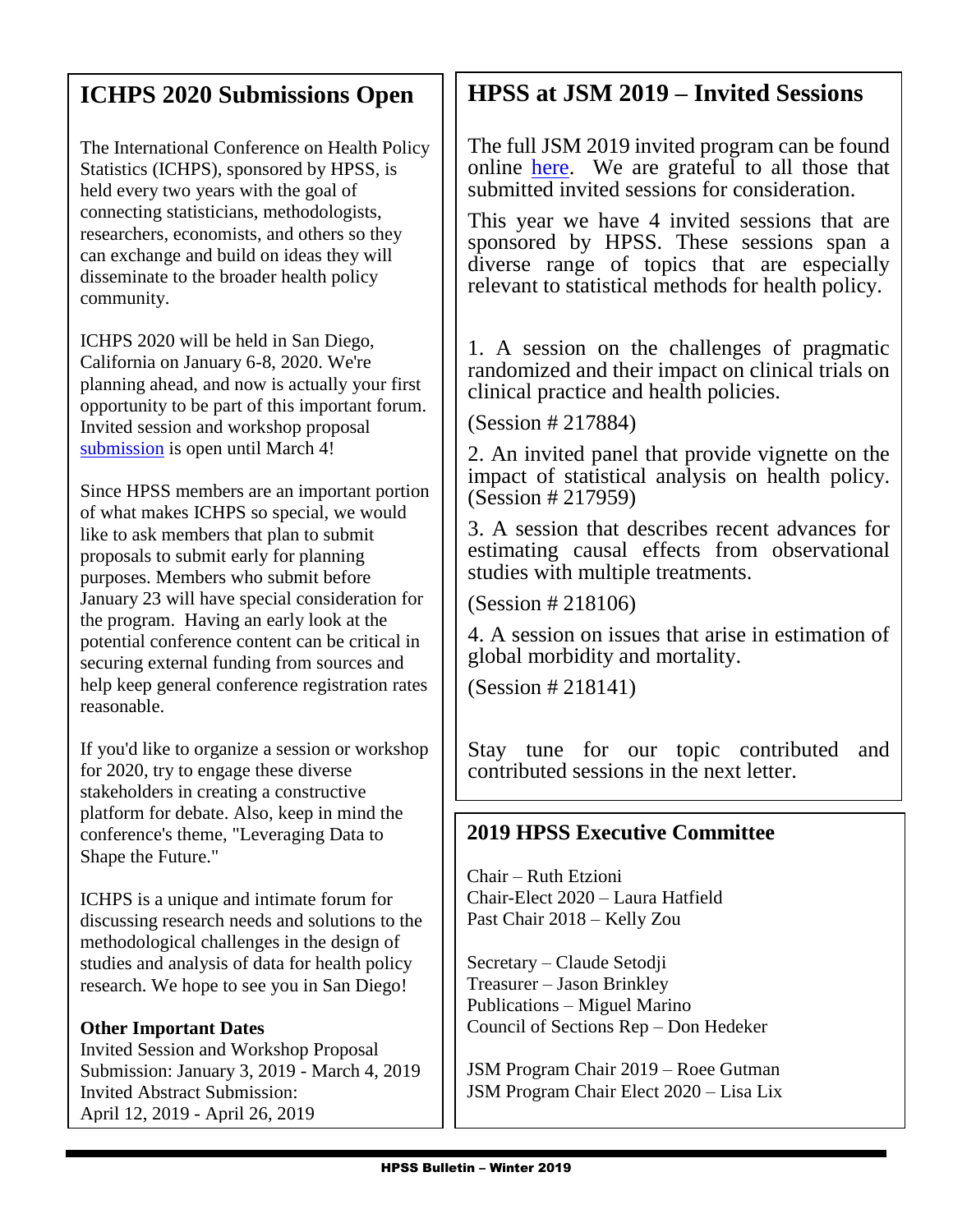## ICHPS 2020 Submissions Open

The International Conference on Health Policy Statistics (ICHPS), sponsored by HPSS, is held every two years with the goal of connecting statisticians, methodologists, researchers, economists, and others so they can exchange and build on ideas they will disseminate to the broader health policy community.

ICHPS 2020 will be held in San Diego, California on January 6-8, 2020. We're planning ahead, and now is actually your first opportunity to be part of this important forum. Invited session and workshop proposal submission is open until March 4!

Since HPSS members are an important portion of what makes ICHPS so special, we would like to ask members that plan to submit proposals to submit early for planning purposes. Members who submit before January 23 will have special consideration for the program. Having an early look at the potential conference content can be critical in securing external funding from sources and help keep general conference registration rates reasonable.

If you'd like to organize a session or workshop for 2020, try to engage these diverse stakeholders in creating a constructive platform for debate. Also, keep in mind the conference's theme, "Leveraging Data to Shape the Future."

ICHPS is a unique and intimate forum for discussing research needs and solutions to the methodological challenges in the design of studies and analysis of data for health policy research. We hope to see you in San Diego!

**Other Important Dates**
Invited Session and Workshop Proposal Submission: January 3, 2019 - March 4, 2019
Invited Abstract Submission:
April 12, 2019 - April 26, 2019

## HPSS at JSM 2019 – Invited Sessions

The full JSM 2019 invited program can be found online here. We are grateful to all those that submitted invited sessions for consideration.

This year we have 4 invited sessions that are sponsored by HPSS. These sessions span a diverse range of topics that are especially relevant to statistical methods for health policy.

1. A session on the challenges of pragmatic randomized and their impact on clinical trials on clinical practice and health policies.

(Session # 217884)

2. An invited panel that provide vignette on the impact of statistical analysis on health policy. (Session # 217959)

3. A session that describes recent advances for estimating causal effects from observational studies with multiple treatments.

(Session # 218106)

4. A session on issues that arise in estimation of global morbidity and mortality.

(Session # 218141)

Stay tune for our topic contributed and contributed sessions in the next letter.

### 2019 HPSS Executive Committee

Chair – Ruth Etzioni
Chair-Elect 2020 – Laura Hatfield
Past Chair 2018 – Kelly Zou

Secretary – Claude Setodji
Treasurer – Jason Brinkley
Publications – Miguel Marino
Council of Sections Rep – Don Hedeker

JSM Program Chair 2019 – Roee Gutman
JSM Program Chair Elect 2020 – Lisa Lix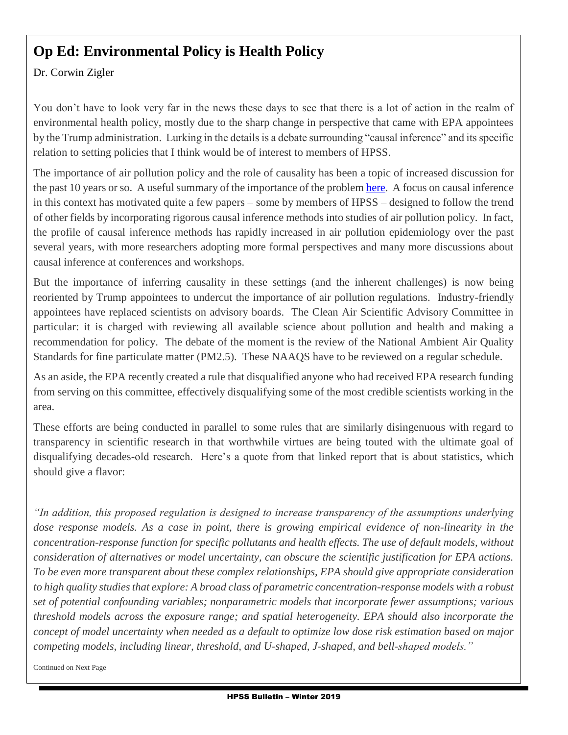## Op Ed: Environmental Policy is Health Policy

Dr. Corwin Zigler

You don't have to look very far in the news these days to see that there is a lot of action in the realm of environmental health policy, mostly due to the sharp change in perspective that came with EPA appointees by the Trump administration. Lurking in the details is a debate surrounding "causal inference" and its specific relation to setting policies that I think would be of interest to members of HPSS.

The importance of air pollution policy and the role of causality has been a topic of increased discussion for the past 10 years or so. A useful summary of the importance of the problem here. A focus on causal inference in this context has motivated quite a few papers – some by members of HPSS – designed to follow the trend of other fields by incorporating rigorous causal inference methods into studies of air pollution policy. In fact, the profile of causal inference methods has rapidly increased in air pollution epidemiology over the past several years, with more researchers adopting more formal perspectives and many more discussions about causal inference at conferences and workshops.

But the importance of inferring causality in these settings (and the inherent challenges) is now being reoriented by Trump appointees to undercut the importance of air pollution regulations. Industry-friendly appointees have replaced scientists on advisory boards. The Clean Air Scientific Advisory Committee in particular: it is charged with reviewing all available science about pollution and health and making a recommendation for policy. The debate of the moment is the review of the National Ambient Air Quality Standards for fine particulate matter (PM2.5). These NAAQS have to be reviewed on a regular schedule.

As an aside, the EPA recently created a rule that disqualified anyone who had received EPA research funding from serving on this committee, effectively disqualifying some of the most credible scientists working in the area.

These efforts are being conducted in parallel to some rules that are similarly disingenuous with regard to transparency in scientific research in that worthwhile virtues are being touted with the ultimate goal of disqualifying decades-old research. Here's a quote from that linked report that is about statistics, which should give a flavor:

*"In addition, this proposed regulation is designed to increase transparency of the assumptions underlying dose response models. As a case in point, there is growing empirical evidence of non-linearity in the concentration-response function for specific pollutants and health effects. The use of default models, without consideration of alternatives or model uncertainty, can obscure the scientific justification for EPA actions. To be even more transparent about these complex relationships, EPA should give appropriate consideration to high quality studies that explore: A broad class of parametric concentration-response models with a robust set of potential confounding variables; nonparametric models that incorporate fewer assumptions; various threshold models across the exposure range; and spatial heterogeneity. EPA should also incorporate the concept of model uncertainty when needed as a default to optimize low dose risk estimation based on major competing models, including linear, threshold, and U-shaped, J-shaped, and bell-shaped models."*

Continued on Next Page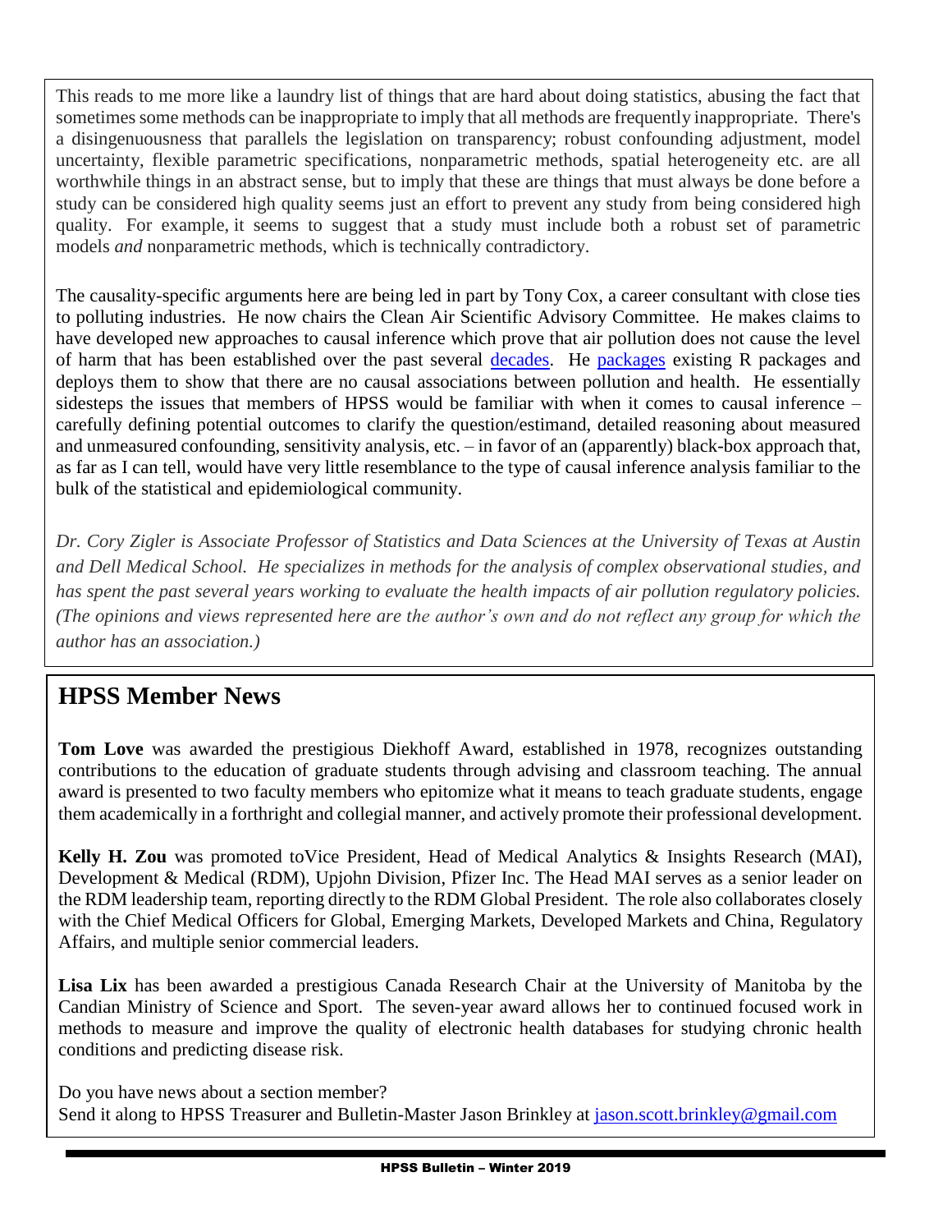This reads to me more like a laundry list of things that are hard about doing statistics, abusing the fact that sometimes some methods can be inappropriate to imply that all methods are frequently inappropriate. There's a disingenuousness that parallels the legislation on transparency; robust confounding adjustment, model uncertainty, flexible parametric specifications, nonparametric methods, spatial heterogeneity etc. are all worthwhile things in an abstract sense, but to imply that these are things that must always be done before a study can be considered high quality seems just an effort to prevent any study from being considered high quality. For example, it seems to suggest that a study must include both a robust set of parametric models *and* nonparametric methods, which is technically contradictory.

The causality-specific arguments here are being led in part by Tony Cox, a career consultant with close ties to polluting industries. He now chairs the Clean Air Scientific Advisory Committee. He makes claims to have developed new approaches to causal inference which prove that air pollution does not cause the level of harm that has been established over the past several decades. He packages existing R packages and deploys them to show that there are no causal associations between pollution and health. He essentially sidesteps the issues that members of HPSS would be familiar with when it comes to causal inference – carefully defining potential outcomes to clarify the question/estimand, detailed reasoning about measured and unmeasured confounding, sensitivity analysis, etc. – in favor of an (apparently) black-box approach that, as far as I can tell, would have very little resemblance to the type of causal inference analysis familiar to the bulk of the statistical and epidemiological community.

*Dr. Cory Zigler is Associate Professor of Statistics and Data Sciences at the University of Texas at Austin and Dell Medical School. He specializes in methods for the analysis of complex observational studies, and has spent the past several years working to evaluate the health impacts of air pollution regulatory policies. (The opinions and views represented here are the author's own and do not reflect any group for which the author has an association.)*

## HPSS Member News

**Tom Love** was awarded the prestigious Diekhoff Award, established in 1978, recognizes outstanding contributions to the education of graduate students through advising and classroom teaching. The annual award is presented to two faculty members who epitomize what it means to teach graduate students, engage them academically in a forthright and collegial manner, and actively promote their professional development.

**Kelly H. Zou** was promoted toVice President, Head of Medical Analytics & Insights Research (MAI), Development & Medical (RDM), Upjohn Division, Pfizer Inc. The Head MAI serves as a senior leader on the RDM leadership team, reporting directly to the RDM Global President. The role also collaborates closely with the Chief Medical Officers for Global, Emerging Markets, Developed Markets and China, Regulatory Affairs, and multiple senior commercial leaders.

**Lisa Lix** has been awarded a prestigious Canada Research Chair at the University of Manitoba by the Candian Ministry of Science and Sport. The seven-year award allows her to continued focused work in methods to measure and improve the quality of electronic health databases for studying chronic health conditions and predicting disease risk.

Do you have news about a section member?
Send it along to HPSS Treasurer and Bulletin-Master Jason Brinkley at jason.scott.brinkley@gmail.com